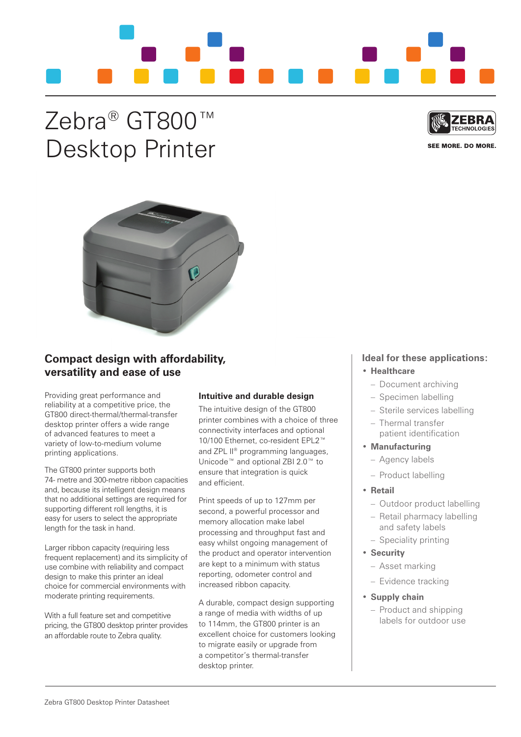# Zebra® GT800™ Desktop Printer

ZEBRA TECHNOLOGIES

SEE MORE. DO MORE.

## Compact design with affordability, versatility and ease of use

Providing great performance and reliability at a competitive price, the GT800 direct-thermal/thermal-transfer desktop printer offers a wide range of advanced features to meet a variety of low-to-medium volume printing applications.

The GT800 printer supports both 74- metre and 300-metre ribbon capacities and, because its intelligent design means that no additional settings are required for supporting different roll lengths, it is easy for users to select the appropriate length for the task in hand.

Larger ribbon capacity (requiring less frequent replacement) and its simplicity of use combine with reliability and compact design to make this printer an ideal choice for commercial environments with moderate printing requirements.

With a full feature set and competitive pricing, the GT800 desktop printer provides an affordable route to Zebra quality.

### Intuitive and durable design

The intuitive design of the GT800 printer combines with a choice of three connectivity interfaces and optional 10/100 Ethernet, co-resident EPL2™ and ZPL II® programming languages, Unicode™ and optional ZBI 2.0™ to ensure that integration is quick and efficient.

Print speeds of up to 127mm per second, a powerful processor and memory allocation make label processing and throughput fast and easy whilst ongoing management of the product and operator intervention are kept to a minimum with status reporting, odometer control and increased ribbon capacity.

A durable, compact design supporting a range of media with widths of up to 114mm, the GT800 printer is an excellent choice for customers looking to migrate easily or upgrade from a competitor's thermal-transfer desktop printer.

### Ideal for these applications:

- **Healthcare**
  - Document archiving
  - Specimen labelling
  - Sterile services labelling
  - Thermal transfer patient identification
- **Manufacturing**
  - Agency labels
  - Product labelling
- **Retail**
  - Outdoor product labelling
  - Retail pharmacy labelling and safety labels
  - Speciality printing
- **Security**
  - Asset marking
  - Evidence tracking
- **Supply chain**
  - Product and shipping labels for outdoor use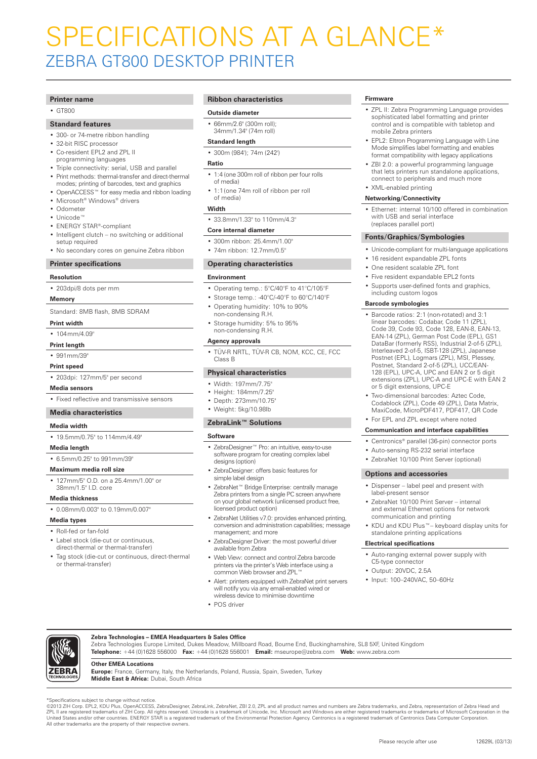# SPECIFICATIONS AT A GLANCE*

## ZEBRA GT800 DESKTOP PRINTER

### Printer name

- GT800

### Standard features

- 300- or 74-metre ribbon handling
- 32-bit RISC processor
- Co-resident EPL2 and ZPL II programming languages
- Triple connectivity: serial, USB and parallel
- Print methods: thermal-transfer and direct-thermal modes; printing of barcodes, text and graphics
- OpenACCESS™ for easy media and ribbon loading
- Microsoft® Windows® drivers
- Odometer
- Unicode™
- ENERGY STAR®-compliant
- Intelligent clutch – no switching or additional setup required
- No secondary cores on genuine Zebra ribbon

### Printer specifications

**Resolution**

- 203dpi/8 dots per mm

**Memory**

Standard: 8MB flash, 8MB SDRAM

**Print width**

- 104mm/4.09"

**Print length**

- 991mm/39"

**Print speed**

- 203dpi: 127mm/5" per second

**Media sensors**

- Fixed reflective and transmissive sensors

### Media characteristics

**Media width**

- 19.5mm/0.75" to 114mm/4.49"

**Media length**

- 6.5mm/0.25" to 991mm/39"

**Maximum media roll size**

- 127mm/5" O.D. on a 25.4mm/1.00" or 38mm/1.5" I.D. core

**Media thickness**

- 0.08mm/0.003" to 0.19mm/0.007"

**Media types**

- Roll-fed or fan-fold
- Label stock (die-cut or continuous, direct-thermal or thermal-transfer)
- Tag stock (die-cut or continuous, direct-thermal or thermal-transfer)

### Ribbon characteristics

**Outside diameter**

- 66mm/2.6" (300m roll); 34mm/1.34" (74m roll)

**Standard length**

- 300m (984'); 74m (242')

**Ratio**

- 1:4 (one 300m roll of ribbon per four rolls of media)
- 1:1 (one 74m roll of ribbon per roll of media)

**Width**

- 33.8mm/1.33" to 110mm/4.3"

**Core internal diameter**

- 300m ribbon: 25.4mm/1.00"
- 74m ribbon: 12.7mm/0.5"

### Operating characteristics

**Environment**

- Operating temp.: 5°C/40°F to 41°C/105°F
- Storage temp.: -40°C/-40°F to 60°C/140°F
- Operating humidity: 10% to 90% non-condensing R.H.
- Storage humidity: 5% to 95% non-condensing R.H.

**Agency approvals**

- TÜV-R NRTL, TÜV-R CB, NOM, KCC, CE, FCC Class B

### Physical characteristics

- Width: 197mm/7.75"
- Height: 184mm/7.25"
- Depth: 273mm/10.75"
- Weight: 5kg/10.98lb

### ZebraLink™ Solutions

**Software**

- ZebraDesigner™ Pro: an intuitive, easy-to-use software program for creating complex label designs (option)
- ZebraDesigner: offers basic features for simple label design
- ZebraNet™ Bridge Enterprise: centrally manage Zebra printers from a single PC screen anywhere on your global network (unlicensed product free, licensed product option)
- ZebraNet Utilities v7.0: provides enhanced printing, conversion and administration capabilities; message management; and more
- ZebraDesigner Driver: the most powerful driver available from Zebra
- Web View: connect and control Zebra barcode printers via the printer's Web interface using a common Web browser and ZPL™
- Alert: printers equipped with ZebraNet print servers will notify you via any email-enabled wired or wireless device to minimise downtime
- POS driver

**Firmware**

- ZPL II: Zebra Programming Language provides sophisticated label formatting and printer control and is compatible with tabletop and mobile Zebra printers
- EPL2: Eltron Programming Language with Line Mode simplifies label formatting and enables format compatibility with legacy applications
- ZBI 2.0: a powerful programming language that lets printers run standalone applications, connect to peripherals and much more
- XML-enabled printing

**Networking/Connectivity**

- Ethernet: internal 10/100 offered in combination with USB and serial interface (replaces parallel port)

### Fonts/Graphics/Symbologies

- Unicode-compliant for multi-language applications
- 16 resident expandable ZPL fonts
- One resident scalable ZPL font
- Five resident expandable EPL2 fonts
- Supports user-defined fonts and graphics, including custom logos

**Barcode symbologies**

- Barcode ratios: 2:1 (non-rotated) and 3:1 linear barcodes: Codabar, Code 11 (ZPL), Code 39, Code 93, Code 128, EAN-8, EAN-13, EAN-14 (ZPL), German Post Code (EPL), GS1 DataBar (formerly RSS), Industrial 2-of-5 (ZPL), Interleaved 2-of-5, ISBT-128 (ZPL), Japanese Postnet (EPL), Logmars (ZPL), MSI, Plessey, Postnet, Standard 2-of-5 (ZPL), UCC/EAN-128 (EPL), UPC-A, UPC and EAN 2 or 5 digit extensions (ZPL), UPC-A and UPC-E with EAN 2 or 5 digit extensions, UPC-E
- Two-dimensional barcodes: Aztec Code, Codablock (ZPL), Code 49 (ZPL), Data Matrix, MaxiCode, MicroPDF417, PDF417, QR Code
- For EPL and ZPL except where noted

**Communication and interface capabilities**

- Centronics® parallel (36-pin) connector ports
- Auto-sensing RS-232 serial interface
- ZebraNet 10/100 Print Server (optional)

### Options and accessories

- Dispenser – label peel and present with label-present sensor
- ZebraNet 10/100 Print Server – internal and external Ethernet options for network communication and printing
- KDU and KDU Plus™– keyboard display units for standalone printing applications

**Electrical specifications**

- Auto-ranging external power supply with C5-type connector
- Output: 20VDC, 2.5A
- Input: 100–240VAC, 50–60Hz

---

**Zebra Technologies – EMEA Headquarters & Sales Office**
Zebra Technologies Europe Limited, Dukes Meadow, Millboard Road, Bourne End, Buckinghamshire, SL8 5XF, United Kingdom
**Telephone:** +44 (0)1628 556000 **Fax:** +44 (0)1628 556001 **Email:** mseurope@zebra.com **Web:** www.zebra.com

**Other EMEA Locations**
**Europe:** France, Germany, Italy, the Netherlands, Poland, Russia, Spain, Sweden, Turkey
**Middle East & Africa:** Dubai, South Africa

*Specifications subject to change without notice.
©2013 ZIH Corp. EPL2, KDU Plus, OpenACCESS, ZebraDesigner, ZebraLink, ZebraNet, ZBI 2.0, ZPL and all product names and numbers are Zebra trademarks, and Zebra, representation of Zebra Head and ZPL II are registered trademarks of ZIH Corp. All rights reserved. Unicode is a trademark of Unicode, Inc. Microsoft and Windows are either registered trademarks or trademarks of Microsoft Corporation in the United States and/or other countries. ENERGY STAR is a registered trademark of the Environmental Protection Agency. Centronics is a registered trademark of Centronics Data Computer Corporation.
All other trademarks are the property of their respective owners.

Please recycle after use 12629L (03/13)